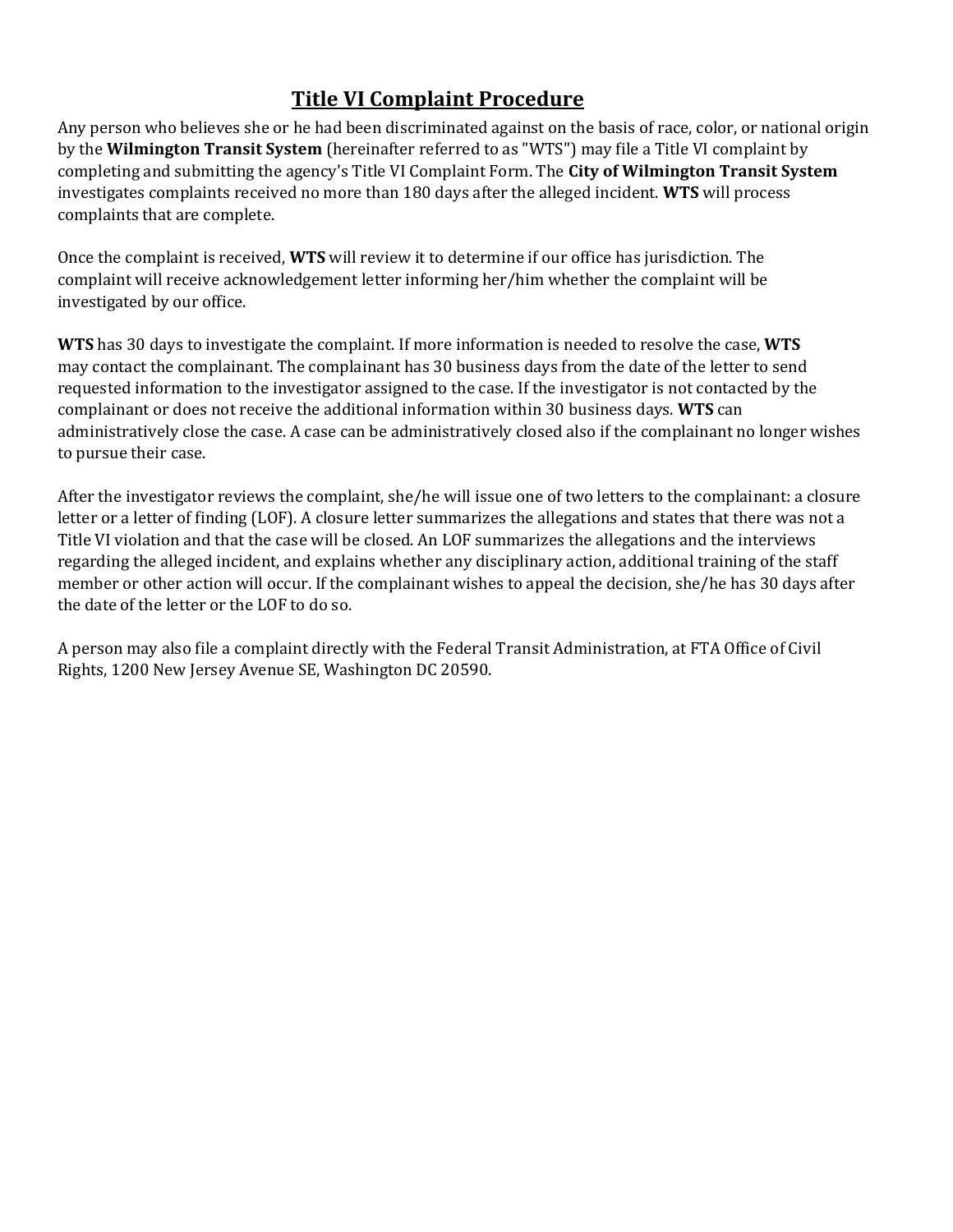# Title VI Complaint Procedure

Any person who believes she or he had been discriminated against on the basis of race, color, or national origin by the **Wilmington Transit System** (hereinafter referred to as "WTS") may file a Title VI complaint by completing and submitting the agency's Title VI Complaint Form. The **City of Wilmington Transit System** investigates complaints received no more than 180 days after the alleged incident. **WTS** will process complaints that are complete.

Once the complaint is received, **WTS** will review it to determine if our office has jurisdiction. The complaint will receive acknowledgement letter informing her/him whether the complaint will be investigated by our office.

**WTS** has 30 days to investigate the complaint. If more information is needed to resolve the case, **WTS** may contact the complainant. The complainant has 30 business days from the date of the letter to send requested information to the investigator assigned to the case. If the investigator is not contacted by the complainant or does not receive the additional information within 30 business days. **WTS** can administratively close the case. A case can be administratively closed also if the complainant no longer wishes to pursue their case.

After the investigator reviews the complaint, she/he will issue one of two letters to the complainant: a closure letter or a letter of finding (LOF). A closure letter summarizes the allegations and states that there was not a Title VI violation and that the case will be closed. An LOF summarizes the allegations and the interviews regarding the alleged incident, and explains whether any disciplinary action, additional training of the staff member or other action will occur. If the complainant wishes to appeal the decision, she/he has 30 days after the date of the letter or the LOF to do so.

A person may also file a complaint directly with the Federal Transit Administration, at FTA Office of Civil Rights, 1200 New Jersey Avenue SE, Washington DC 20590.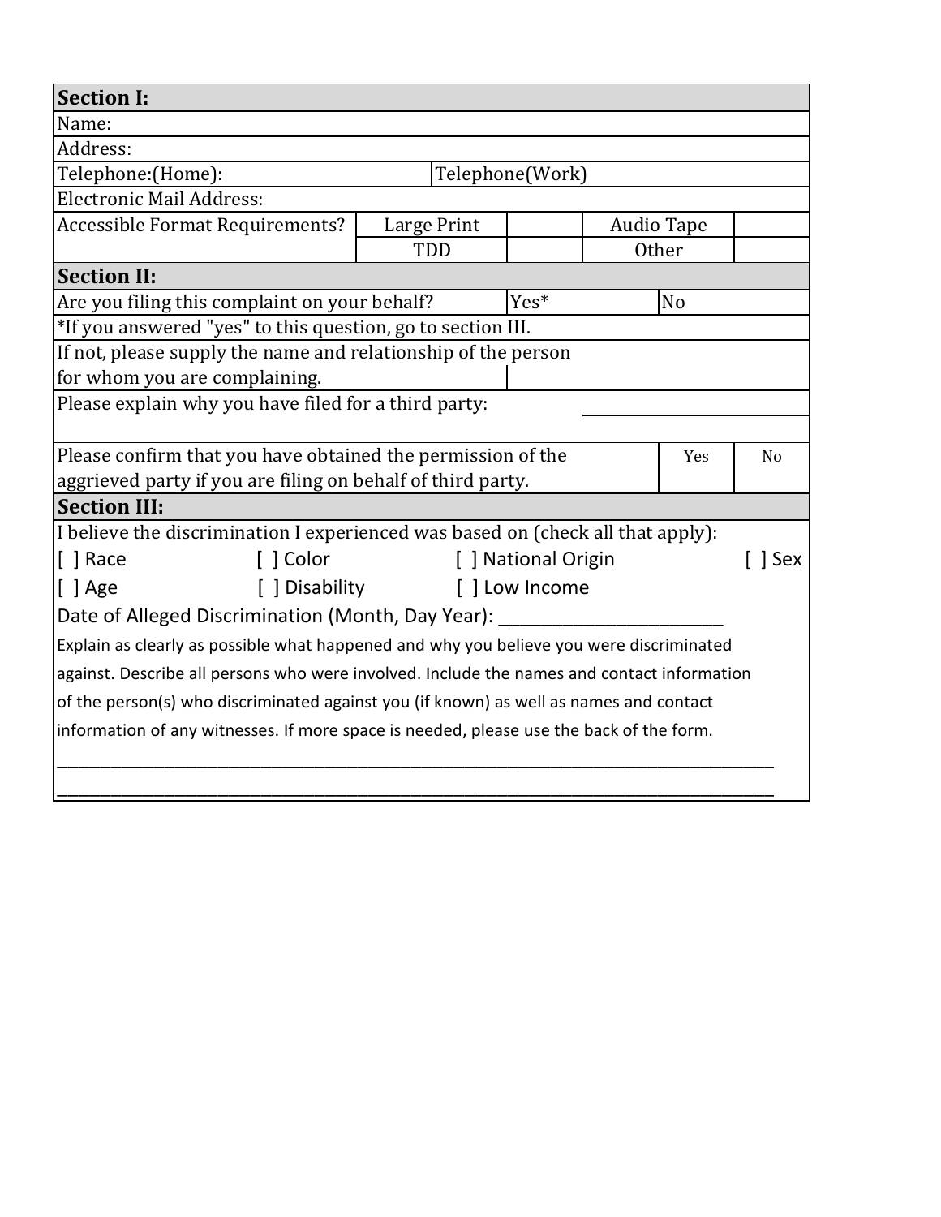**Section I:**

| | | | | |
|---|---|---|---|---|
| Name: | | | | |
| Address: | | | | |
| Telephone:(Home): | | Telephone(Work) | | |
| Electronic Mail Address: | | | | |
| Accessible Format Requirements? | Large Print | | Audio Tape | |
| | TDD | | Other | |

**Section II:**

| | | |
|---|---|---|
| Are you filing this complaint on your behalf? | Yes* | No |
| *If you answered "yes" to this question, go to section III. | | |
| If not, please supply the name and relationship of the person for whom you are complaining. | | |
| Please explain why you have filed for a third party: | | |
| Please confirm that you have obtained the permission of the aggrieved party if you are filing on behalf of third party. | Yes | No |

**Section III:**

I believe the discrimination I experienced was based on (check all that apply):

[ ] Race [ ] Color [ ] National Origin [ ] Sex

[ ] Age [ ] Disability [ ] Low Income

Date of Alleged Discrimination (Month, Day Year): ______________________

Explain as clearly as possible what happened and why you believe you were discriminated against. Describe all persons who were involved. Include the names and contact information of the person(s) who discriminated against you (if known) as well as names and contact information of any witnesses. If more space is needed, please use the back of the form.

______________________________________________________________________________

______________________________________________________________________________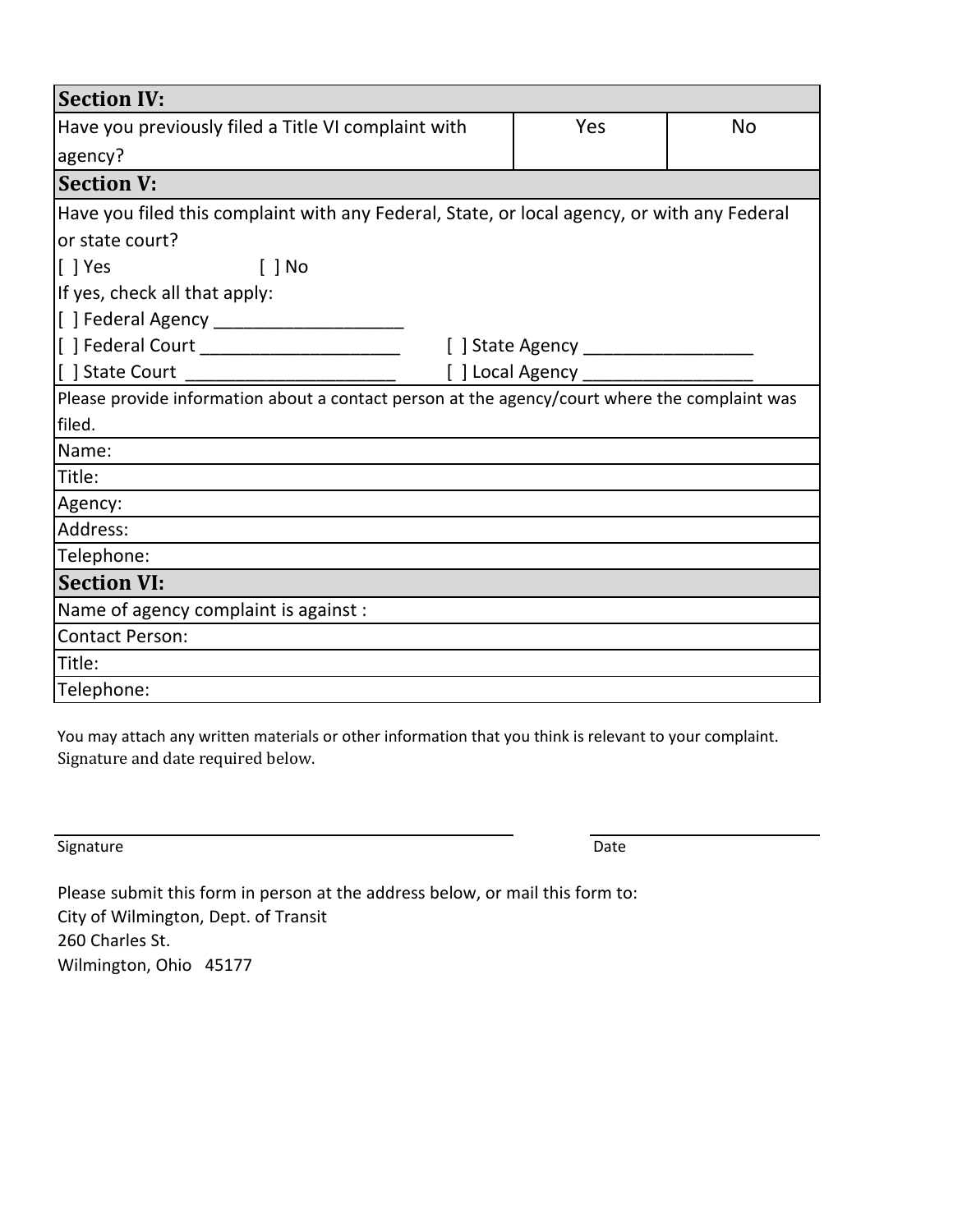| **Section IV:** | | |
|---|---|---|
| Have you previously filed a Title VI complaint with agency? | Yes | No |

| **Section V:** |
|---|
| Have you filed this complaint with any Federal, State, or local agency, or with any Federal or state court?<br>[ ] Yes [ ] No<br>If yes, check all that apply:<br>[ ] Federal Agency ___________________<br>[ ] Federal Court ____________________ [ ] State Agency _________________<br>[ ] State Court _____________________ [ ] Local Agency _________________ |
| Please provide information about a contact person at the agency/court where the complaint was filed. |
| Name: |
| Title: |
| Agency: |
| Address: |
| Telephone: |

| **Section VI:** |
|---|
| Name of agency complaint is against : |
| Contact Person: |
| Title: |
| Telephone: |

You may attach any written materials or other information that you think is relevant to your complaint.
Signature and date required below.

_______________________________________ _____________________

Signature Date

Please submit this form in person at the address below, or mail this form to:
City of Wilmington, Dept. of Transit
260 Charles St.
Wilmington, Ohio 45177